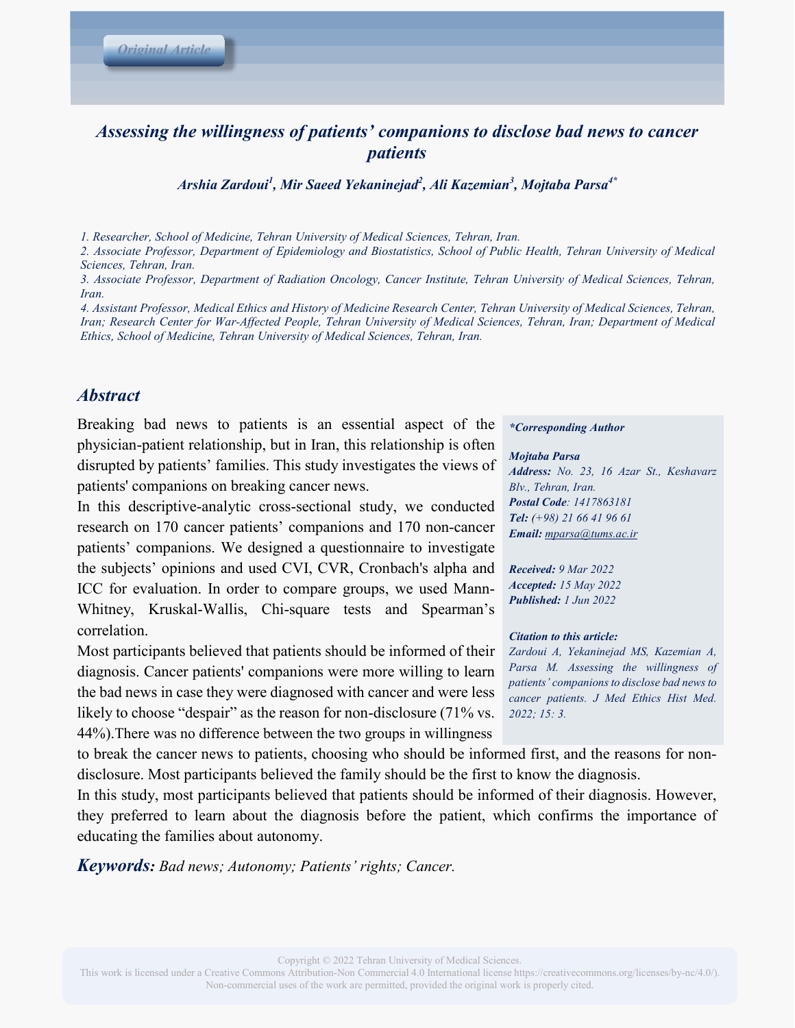Original Article

# Assessing the willingness of patients' companions to disclose bad news to cancer patients

***Arshia Zardoui[1], Mir Saeed Yekaninejad[2], Ali Kazemian[3], Mojtaba Parsa[4*]***

*1. Researcher, School of Medicine, Tehran University of Medical Sciences, Tehran, Iran.*
*2. Associate Professor, Department of Epidemiology and Biostatistics, School of Public Health, Tehran University of Medical Sciences, Tehran, Iran.*
*3. Associate Professor, Department of Radiation Oncology, Cancer Institute, Tehran University of Medical Sciences, Tehran, Iran.*
*4. Assistant Professor, Medical Ethics and History of Medicine Research Center, Tehran University of Medical Sciences, Tehran, Iran; Research Center for War-Affected People, Tehran University of Medical Sciences, Tehran, Iran; Department of Medical Ethics, School of Medicine, Tehran University of Medical Sciences, Tehran, Iran.*

## Abstract

Breaking bad news to patients is an essential aspect of the physician-patient relationship, but in Iran, this relationship is often disrupted by patients' families. This study investigates the views of patients' companions on breaking cancer news.

In this descriptive-analytic cross-sectional study, we conducted research on 170 cancer patients' companions and 170 non-cancer patients' companions. We designed a questionnaire to investigate the subjects' opinions and used CVI, CVR, Cronbach's alpha and ICC for evaluation. In order to compare groups, we used Mann-Whitney, Kruskal-Wallis, Chi-square tests and Spearman's correlation.

Most participants believed that patients should be informed of their diagnosis. Cancer patients' companions were more willing to learn the bad news in case they were diagnosed with cancer and were less likely to choose "despair" as the reason for non-disclosure (71% vs. 44%).There was no difference between the two groups in willingness to break the cancer news to patients, choosing who should be informed first, and the reasons for non-disclosure. Most participants believed the family should be the first to know the diagnosis.

In this study, most participants believed that patients should be informed of their diagnosis. However, they preferred to learn about the diagnosis before the patient, which confirms the importance of educating the families about autonomy.

***Keywords:*** *Bad news; Autonomy; Patients' rights; Cancer.*

***\*Corresponding Author***

***Mojtaba Parsa***
***Address:*** *No. 23, 16 Azar St., Keshavarz Blv., Tehran, Iran.*
***Postal Code****: 1417863181*
***Tel:*** *(+98) 21 66 41 96 61*
***Email:*** *mparsa@tums.ac.ir*

***Received:*** *9 Mar 2022*
***Accepted:*** *15 May 2022*
***Published:*** *1 Jun 2022*

***Citation to this article:***
*Zardoui A, Yekaninejad MS, Kazemian A, Parsa M. Assessing the willingness of patients' companions to disclose bad news to cancer patients. J Med Ethics Hist Med. 2022; 15: 3.*

Copyright © 2022 Tehran University of Medical Sciences.
This work is licensed under a Creative Commons Attribution-Non Commercial 4.0 International license https://creativecommons.org/licenses/by-nc/4.0/). Non-commercial uses of the work are permitted, provided the original work is properly cited.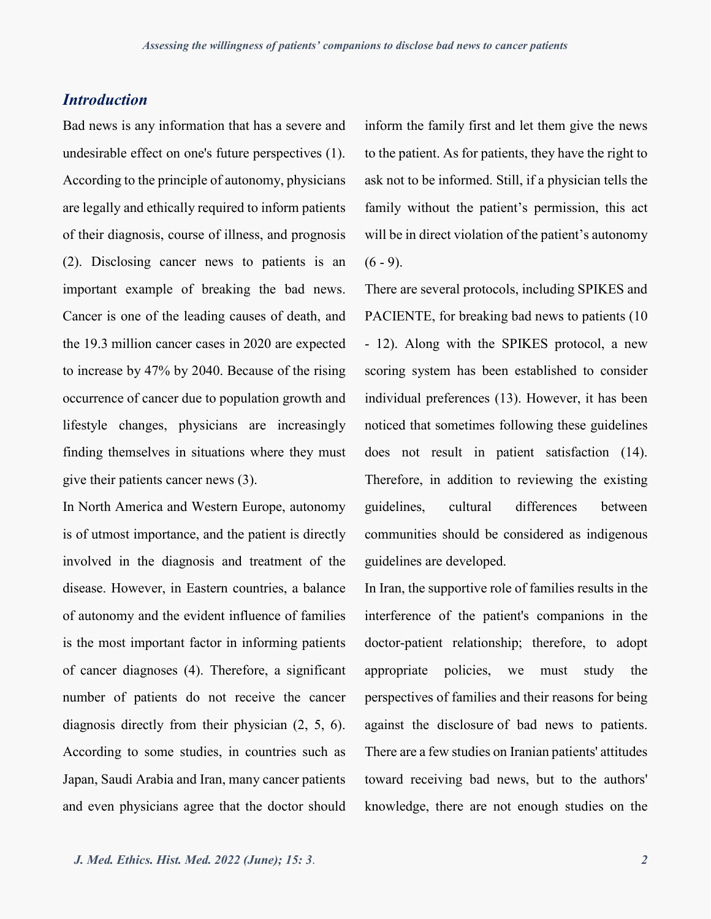## Introduction

Bad news is any information that has a severe and undesirable effect on one's future perspectives (1). According to the principle of autonomy, physicians are legally and ethically required to inform patients of their diagnosis, course of illness, and prognosis (2). Disclosing cancer news to patients is an important example of breaking the bad news. Cancer is one of the leading causes of death, and the 19.3 million cancer cases in 2020 are expected to increase by 47% by 2040. Because of the rising occurrence of cancer due to population growth and lifestyle changes, physicians are increasingly finding themselves in situations where they must give their patients cancer news (3).

In North America and Western Europe, autonomy is of utmost importance, and the patient is directly involved in the diagnosis and treatment of the disease. However, in Eastern countries, a balance of autonomy and the evident influence of families is the most important factor in informing patients of cancer diagnoses (4). Therefore, a significant number of patients do not receive the cancer diagnosis directly from their physician (2, 5, 6). According to some studies, in countries such as Japan, Saudi Arabia and Iran, many cancer patients and even physicians agree that the doctor should inform the family first and let them give the news to the patient. As for patients, they have the right to ask not to be informed. Still, if a physician tells the family without the patient's permission, this act will be in direct violation of the patient's autonomy (6 - 9).

There are several protocols, including SPIKES and PACIENTE, for breaking bad news to patients (10 - 12). Along with the SPIKES protocol, a new scoring system has been established to consider individual preferences (13). However, it has been noticed that sometimes following these guidelines does not result in patient satisfaction (14). Therefore, in addition to reviewing the existing guidelines, cultural differences between communities should be considered as indigenous guidelines are developed.

In Iran, the supportive role of families results in the interference of the patient's companions in the doctor-patient relationship; therefore, to adopt appropriate policies, we must study the perspectives of families and their reasons for being against the disclosure of bad news to patients. There are a few studies on Iranian patients' attitudes toward receiving bad news, but to the authors' knowledge, there are not enough studies on the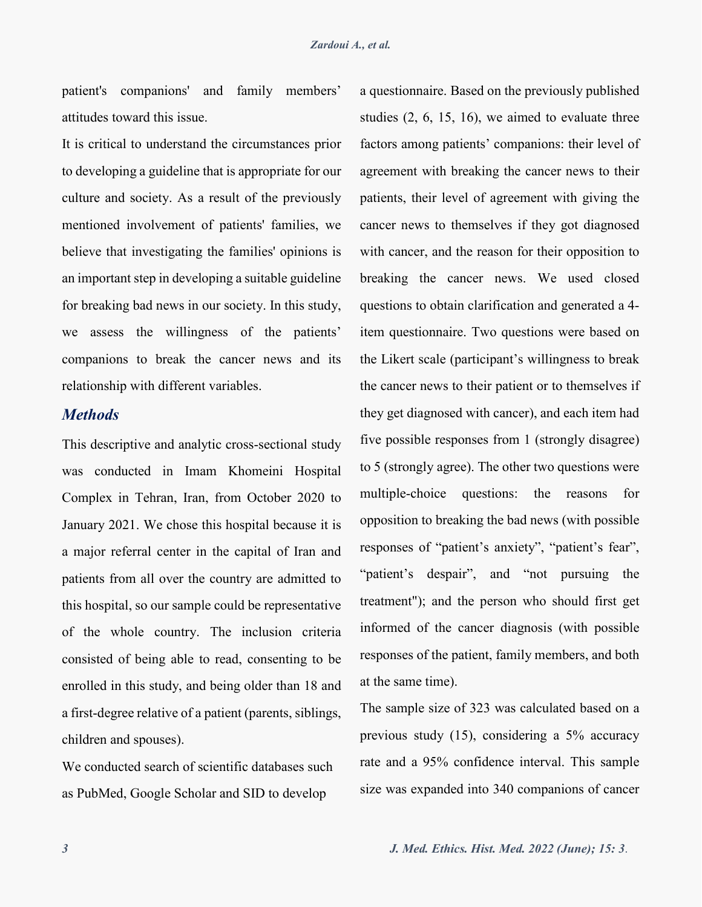patient's companions' and family members' attitudes toward this issue.

It is critical to understand the circumstances prior to developing a guideline that is appropriate for our culture and society. As a result of the previously mentioned involvement of patients' families, we believe that investigating the families' opinions is an important step in developing a suitable guideline for breaking bad news in our society. In this study, we assess the willingness of the patients' companions to break the cancer news and its relationship with different variables.

## Methods

This descriptive and analytic cross-sectional study was conducted in Imam Khomeini Hospital Complex in Tehran, Iran, from October 2020 to January 2021. We chose this hospital because it is a major referral center in the capital of Iran and patients from all over the country are admitted to this hospital, so our sample could be representative of the whole country. The inclusion criteria consisted of being able to read, consenting to be enrolled in this study, and being older than 18 and a first-degree relative of a patient (parents, siblings, children and spouses).

We conducted search of scientific databases such as PubMed, Google Scholar and SID to develop a questionnaire. Based on the previously published studies (2, 6, 15, 16), we aimed to evaluate three factors among patients' companions: their level of agreement with breaking the cancer news to their patients, their level of agreement with giving the cancer news to themselves if they got diagnosed with cancer, and the reason for their opposition to breaking the cancer news. We used closed questions to obtain clarification and generated a 4-item questionnaire. Two questions were based on the Likert scale (participant's willingness to break the cancer news to their patient or to themselves if they get diagnosed with cancer), and each item had five possible responses from 1 (strongly disagree) to 5 (strongly agree). The other two questions were multiple-choice questions: the reasons for opposition to breaking the bad news (with possible responses of "patient's anxiety", "patient's fear", "patient's despair", and "not pursuing the treatment"); and the person who should first get informed of the cancer diagnosis (with possible responses of the patient, family members, and both at the same time).

The sample size of 323 was calculated based on a previous study (15), considering a 5% accuracy rate and a 95% confidence interval. This sample size was expanded into 340 companions of cancer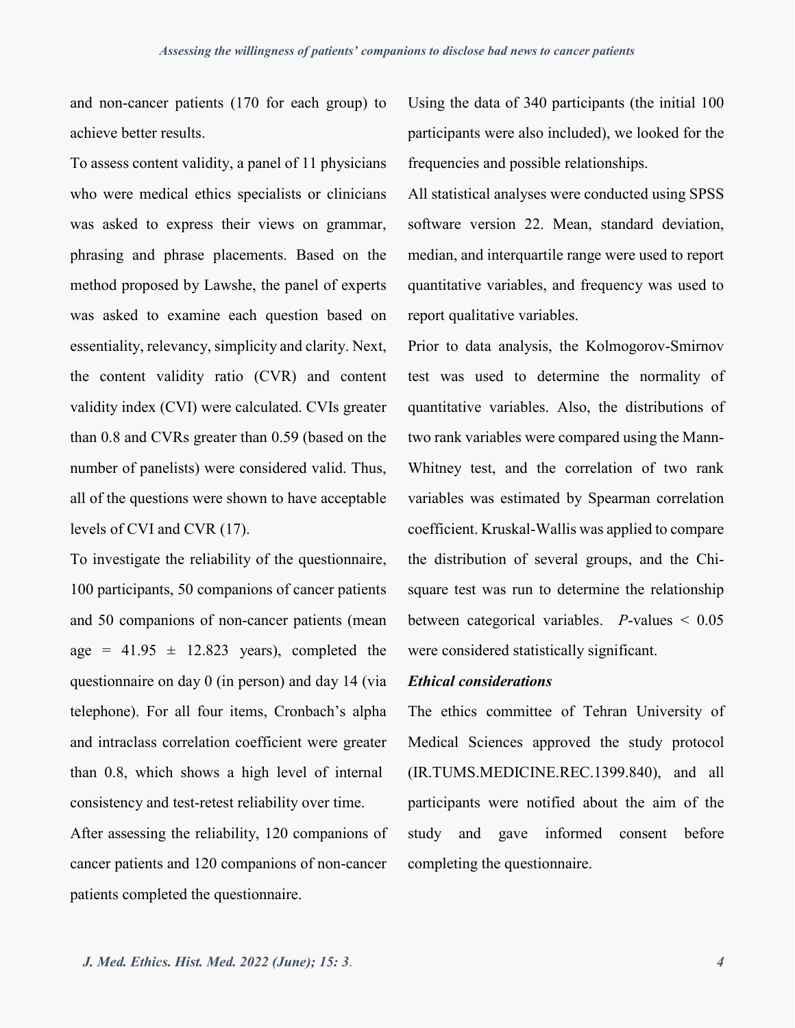and non-cancer patients (170 for each group) to achieve better results.

To assess content validity, a panel of 11 physicians who were medical ethics specialists or clinicians was asked to express their views on grammar, phrasing and phrase placements. Based on the method proposed by Lawshe, the panel of experts was asked to examine each question based on essentiality, relevancy, simplicity and clarity. Next, the content validity ratio (CVR) and content validity index (CVI) were calculated. CVIs greater than 0.8 and CVRs greater than 0.59 (based on the number of panelists) were considered valid. Thus, all of the questions were shown to have acceptable levels of CVI and CVR (17).

To investigate the reliability of the questionnaire, 100 participants, 50 companions of cancer patients and 50 companions of non-cancer patients (mean age = 41.95 ± 12.823 years), completed the questionnaire on day 0 (in person) and day 14 (via telephone). For all four items, Cronbach's alpha and intraclass correlation coefficient were greater than 0.8, which shows a high level of internal consistency and test-retest reliability over time.

After assessing the reliability, 120 companions of cancer patients and 120 companions of non-cancer patients completed the questionnaire.

Using the data of 340 participants (the initial 100 participants were also included), we looked for the frequencies and possible relationships.

All statistical analyses were conducted using SPSS software version 22. Mean, standard deviation, median, and interquartile range were used to report quantitative variables, and frequency was used to report qualitative variables.

Prior to data analysis, the Kolmogorov-Smirnov test was used to determine the normality of quantitative variables. Also, the distributions of two rank variables were compared using the Mann-Whitney test, and the correlation of two rank variables was estimated by Spearman correlation coefficient. Kruskal-Wallis was applied to compare the distribution of several groups, and the Chi-square test was run to determine the relationship between categorical variables. *P*-values < 0.05 were considered statistically significant.

***Ethical considerations***

The ethics committee of Tehran University of Medical Sciences approved the study protocol (IR.TUMS.MEDICINE.REC.1399.840), and all participants were notified about the aim of the study and gave informed consent before completing the questionnaire.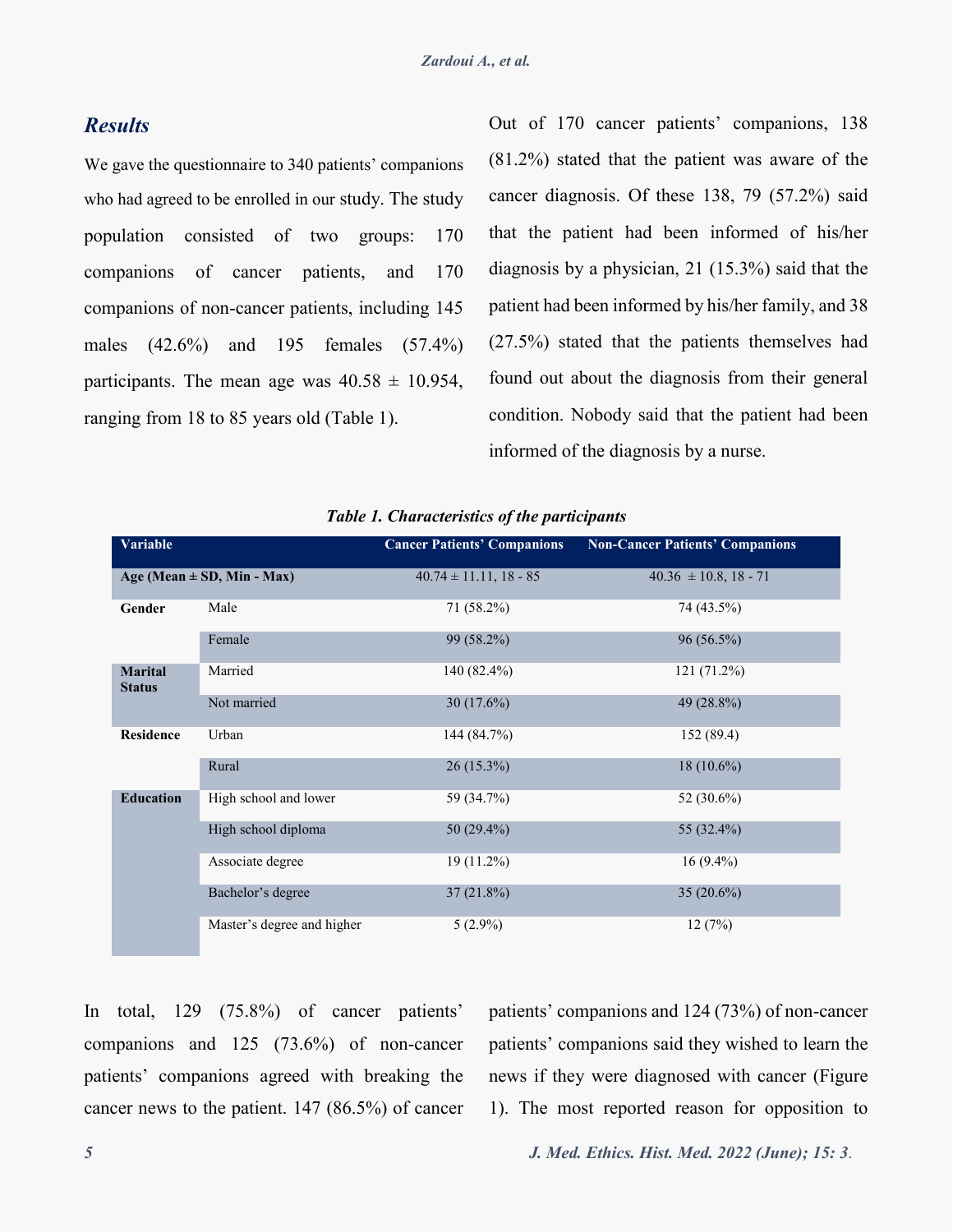## *Results*

We gave the questionnaire to 340 patients' companions who had agreed to be enrolled in our study. The study population consisted of two groups: 170 companions of cancer patients, and 170 companions of non-cancer patients, including 145 males (42.6%) and 195 females (57.4%) participants. The mean age was 40.58 ± 10.954, ranging from 18 to 85 years old (Table 1).

Out of 170 cancer patients' companions, 138 (81.2%) stated that the patient was aware of the cancer diagnosis. Of these 138, 79 (57.2%) said that the patient had been informed of his/her diagnosis by a physician, 21 (15.3%) said that the patient had been informed by his/her family, and 38 (27.5%) stated that the patients themselves had found out about the diagnosis from their general condition. Nobody said that the patient had been informed of the diagnosis by a nurse.

***Table 1. Characteristics of the participants***

| Variable | | Cancer Patients' Companions | Non-Cancer Patients' Companions |
|---|---|---|---|
| **Age (Mean ± SD, Min - Max)** | | 40.74 ± 11.11, 18 - 85 | 40.36 ± 10.8, 18 - 71 |
| **Gender** | Male | 71 (58.2%) | 74 (43.5%) |
| | Female | 99 (58.2%) | 96 (56.5%) |
| **Marital Status** | Married | 140 (82.4%) | 121 (71.2%) |
| | Not married | 30 (17.6%) | 49 (28.8%) |
| **Residence** | Urban | 144 (84.7%) | 152 (89.4) |
| | Rural | 26 (15.3%) | 18 (10.6%) |
| **Education** | High school and lower | 59 (34.7%) | 52 (30.6%) |
| | High school diploma | 50 (29.4%) | 55 (32.4%) |
| | Associate degree | 19 (11.2%) | 16 (9.4%) |
| | Bachelor's degree | 37 (21.8%) | 35 (20.6%) |
| | Master's degree and higher | 5 (2.9%) | 12 (7%) |

In total, 129 (75.8%) of cancer patients' companions and 125 (73.6%) of non-cancer patients' companions agreed with breaking the cancer news to the patient. 147 (86.5%) of cancer patients' companions and 124 (73%) of non-cancer patients' companions said they wished to learn the news if they were diagnosed with cancer (Figure 1). The most reported reason for opposition to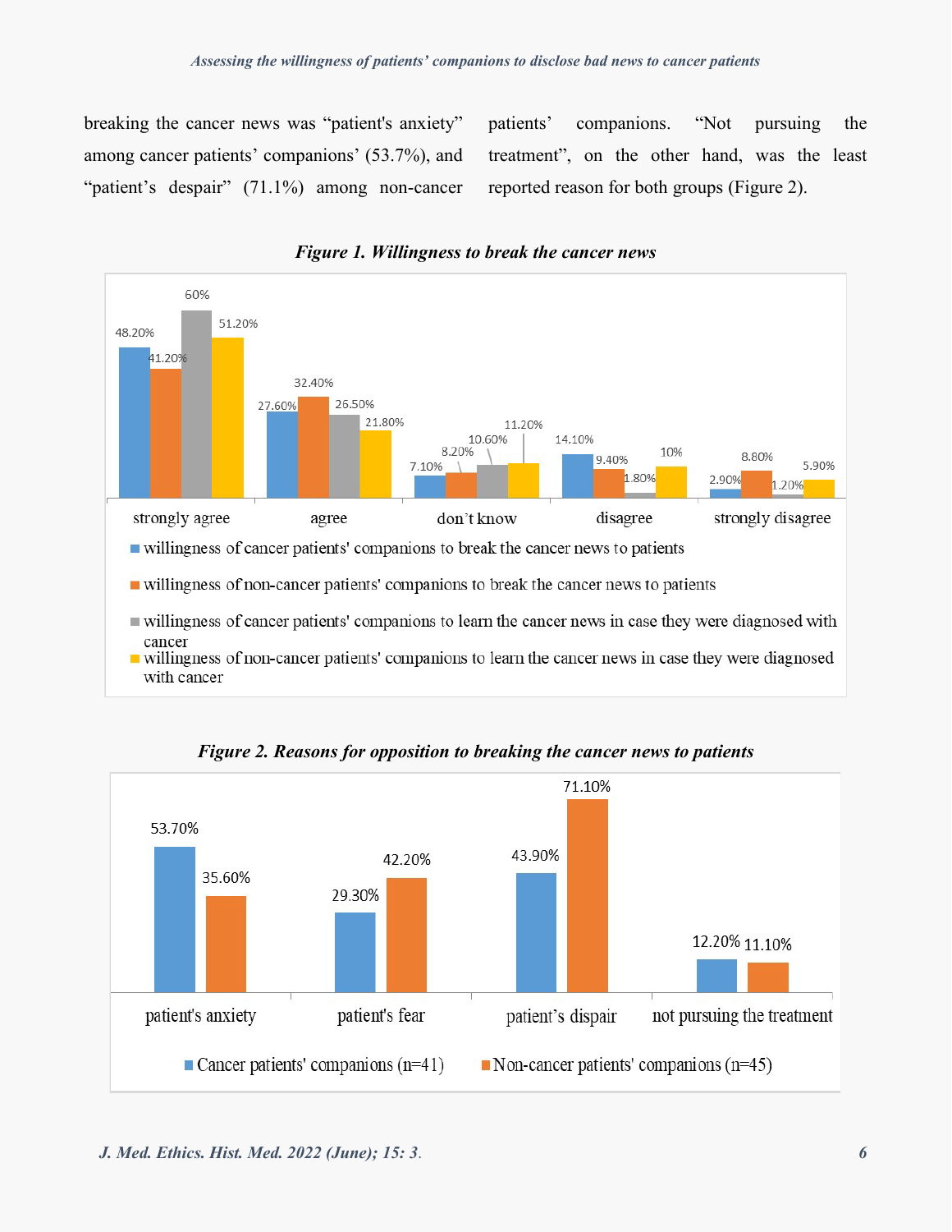breaking the cancer news was “patient's anxiety” among cancer patients’ companions’ (53.7%), and “patient’s despair” (71.1%) among non-cancer patients’ companions. “Not pursuing the treatment”, on the other hand, was the least reported reason for both groups (Figure 2).

***Figure 1. Willingness to break the cancer news***

| | strongly agree | agree | don't know | disagree | strongly disagree |
|---|---|---|---|---|---|
| willingness of cancer patients' companions to break the cancer news to patients | 48.20% | 27.60% | 7.10% | 14.10% | 2.90% |
| willingness of non-cancer patients' companions to break the cancer news to patients | 41.20% | 32.40% | 8.20% | 9.40% | 8.80% |
| willingness of cancer patients' companions to learn the cancer news in case they were diagnosed with cancer | 60% | 26.50% | 10.60% | 1.80% | 1.20% |
| willingness of non-cancer patients' companions to learn the cancer news in case they were diagnosed with cancer | 51.20% | 21.80% | 11.20% | 10% | 5.90% |

***Figure 2. Reasons for opposition to breaking the cancer news to patients***

| | patient's anxiety | patient's fear | patient's dispair | not pursuing the treatment |
|---|---|---|---|---|
| Cancer patients' companions (n=41) | 53.70% | 29.30% | 43.90% | 12.20% |
| Non-cancer patients' companions (n=45) | 35.60% | 42.20% | 71.10% | 11.10% |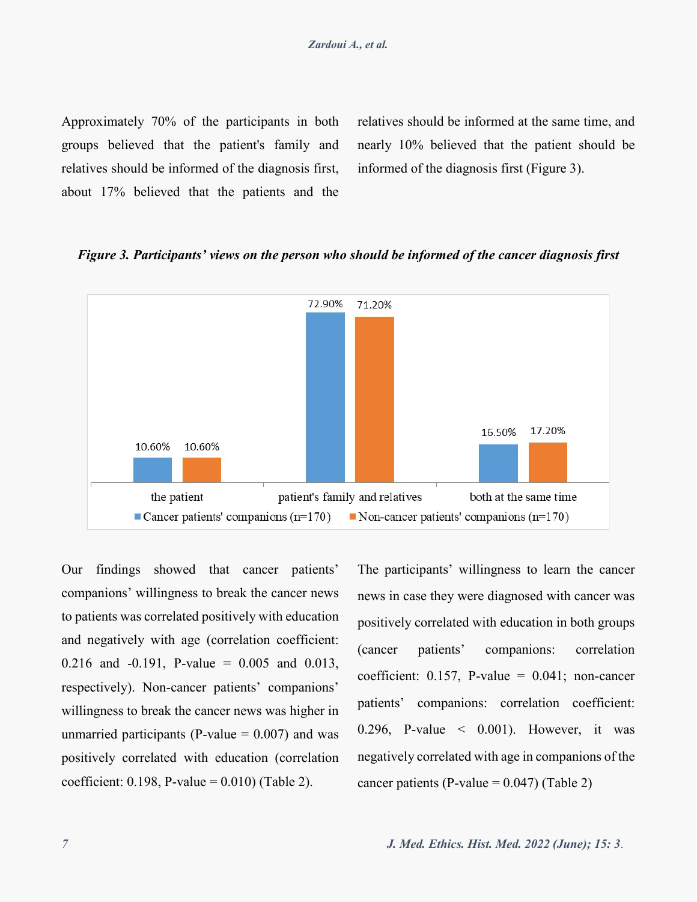Approximately 70% of the participants in both groups believed that the patient's family and relatives should be informed of the diagnosis first, about 17% believed that the patients and the relatives should be informed at the same time, and nearly 10% believed that the patient should be informed of the diagnosis first (Figure 3).

***Figure 3. Participants' views on the person who should be informed of the cancer diagnosis first***

| | the patient | patient's family and relatives | both at the same time |
|---|---|---|---|
| Cancer patients' companions (n=170) | 10.60% | 72.90% | 16.50% |
| Non-cancer patients' companions (n=170) | 10.60% | 71.20% | 17.20% |

Our findings showed that cancer patients' companions' willingness to break the cancer news to patients was correlated positively with education and negatively with age (correlation coefficient: 0.216 and -0.191, P-value = 0.005 and 0.013, respectively). Non-cancer patients' companions' willingness to break the cancer news was higher in unmarried participants (P-value = 0.007) and was positively correlated with education (correlation coefficient: 0.198, P-value = 0.010) (Table 2).

The participants' willingness to learn the cancer news in case they were diagnosed with cancer was positively correlated with education in both groups (cancer patients' companions: correlation coefficient: 0.157, P-value = 0.041; non-cancer patients' companions: correlation coefficient: 0.296, P-value < 0.001). However, it was negatively correlated with age in companions of the cancer patients (P-value = 0.047) (Table 2)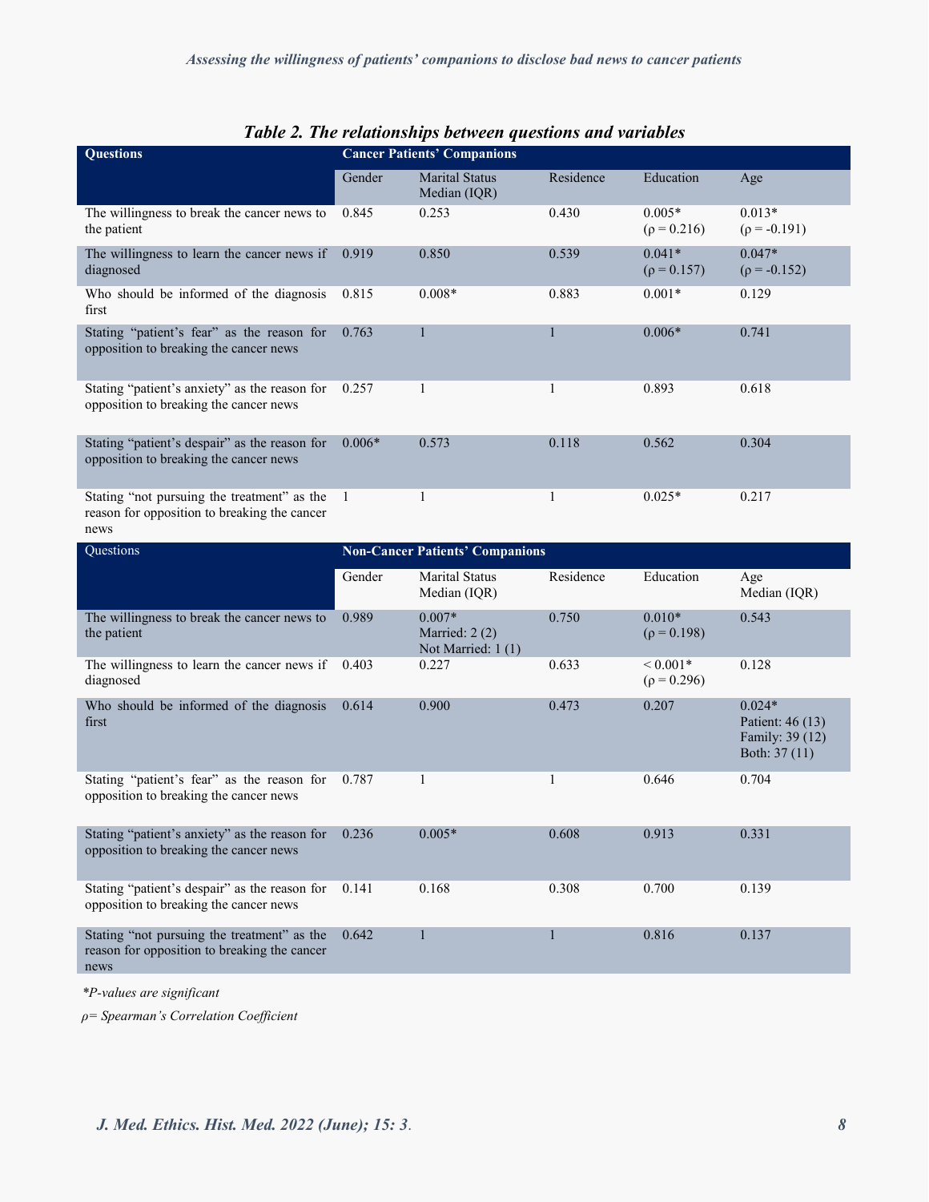***Table 2. The relationships between questions and variables***

| Questions | Cancer Patients' Companions | | | | |
|---|---|---|---|---|---|
| | Gender | Marital Status Median (IQR) | Residence | Education | Age |
| The willingness to break the cancer news to the patient | 0.845 | 0.253 | 0.430 | 0.005* (ρ = 0.216) | 0.013* (ρ = -0.191) |
| The willingness to learn the cancer news if diagnosed | 0.919 | 0.850 | 0.539 | 0.041* (ρ = 0.157) | 0.047* (ρ = -0.152) |
| Who should be informed of the diagnosis first | 0.815 | 0.008* | 0.883 | 0.001* | 0.129 |
| Stating "patient's fear" as the reason for opposition to breaking the cancer news | 0.763 | 1 | 1 | 0.006* | 0.741 |
| Stating "patient's anxiety" as the reason for opposition to breaking the cancer news | 0.257 | 1 | 1 | 0.893 | 0.618 |
| Stating "patient's despair" as the reason for opposition to breaking the cancer news | 0.006* | 0.573 | 0.118 | 0.562 | 0.304 |
| Stating "not pursuing the treatment" as the reason for opposition to breaking the cancer news | 1 | 1 | 1 | 0.025* | 0.217 |
| **Questions** | **Non-Cancer Patients' Companions** | | | | |
| | Gender | Marital Status Median (IQR) | Residence | Education | Age Median (IQR) |
| The willingness to break the cancer news to the patient | 0.989 | 0.007* Married: 2 (2) Not Married: 1 (1) | 0.750 | 0.010* (ρ = 0.198) | 0.543 |
| The willingness to learn the cancer news if diagnosed | 0.403 | 0.227 | 0.633 | < 0.001* (ρ = 0.296) | 0.128 |
| Who should be informed of the diagnosis first | 0.614 | 0.900 | 0.473 | 0.207 | 0.024* Patient: 46 (13) Family: 39 (12) Both: 37 (11) |
| Stating "patient's fear" as the reason for opposition to breaking the cancer news | 0.787 | 1 | 1 | 0.646 | 0.704 |
| Stating "patient's anxiety" as the reason for opposition to breaking the cancer news | 0.236 | 0.005* | 0.608 | 0.913 | 0.331 |
| Stating "patient's despair" as the reason for opposition to breaking the cancer news | 0.141 | 0.168 | 0.308 | 0.700 | 0.139 |
| Stating "not pursuing the treatment" as the reason for opposition to breaking the cancer news | 0.642 | 1 | 1 | 0.816 | 0.137 |

**P-values are significant*

*ρ= Spearman's Correlation Coefficient*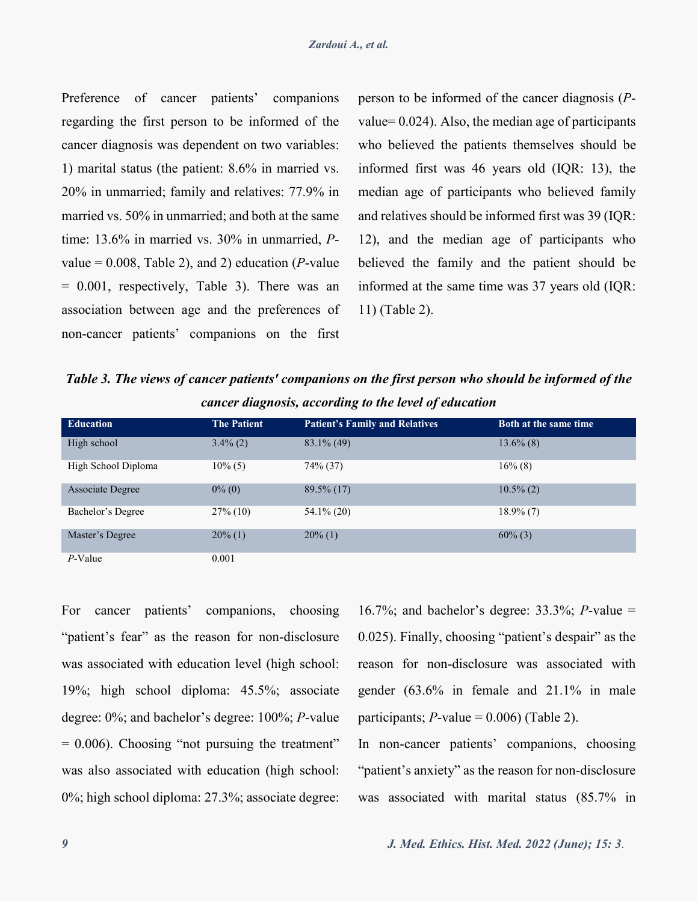Preference of cancer patients' companions regarding the first person to be informed of the cancer diagnosis was dependent on two variables: 1) marital status (the patient: 8.6% in married vs. 20% in unmarried; family and relatives: 77.9% in married vs. 50% in unmarried; and both at the same time: 13.6% in married vs. 30% in unmarried, *P*-value = 0.008, Table 2), and 2) education (*P*-value = 0.001, respectively, Table 3). There was an association between age and the preferences of non-cancer patients' companions on the first person to be informed of the cancer diagnosis (*P*-value= 0.024). Also, the median age of participants who believed the patients themselves should be informed first was 46 years old (IQR: 13), the median age of participants who believed family and relatives should be informed first was 39 (IQR: 12), and the median age of participants who believed the family and the patient should be informed at the same time was 37 years old (IQR: 11) (Table 2).

***Table 3. The views of cancer patients' companions on the first person who should be informed of the cancer diagnosis, according to the level of education***

| Education | The Patient | Patient's Family and Relatives | Both at the same time |
|---|---|---|---|
| High school | 3.4% (2) | 83.1% (49) | 13.6% (8) |
| High School Diploma | 10% (5) | 74% (37) | 16% (8) |
| Associate Degree | 0% (0) | 89.5% (17) | 10.5% (2) |
| Bachelor's Degree | 27% (10) | 54.1% (20) | 18.9% (7) |
| Master's Degree | 20% (1) | 20% (1) | 60% (3) |
| *P*-Value | 0.001 | | |

For cancer patients' companions, choosing "patient's fear" as the reason for non-disclosure was associated with education level (high school: 19%; high school diploma: 45.5%; associate degree: 0%; and bachelor's degree: 100%; *P*-value = 0.006). Choosing "not pursuing the treatment" was also associated with education (high school: 0%; high school diploma: 27.3%; associate degree: 16.7%; and bachelor's degree: 33.3%; *P*-value = 0.025). Finally, choosing "patient's despair" as the reason for non-disclosure was associated with gender (63.6% in female and 21.1% in male participants; *P*-value = 0.006) (Table 2).

In non-cancer patients' companions, choosing "patient's anxiety" as the reason for non-disclosure was associated with marital status (85.7% in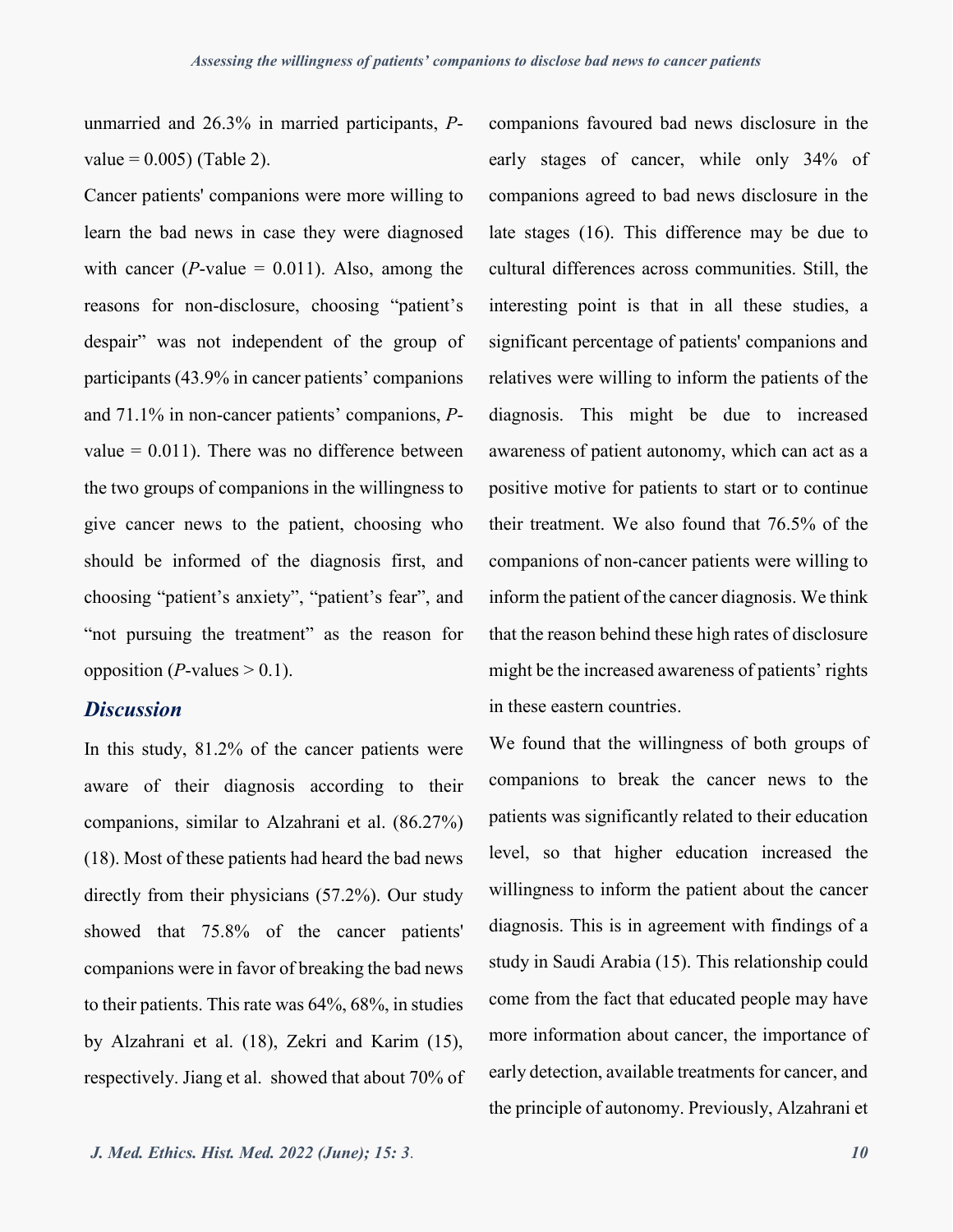unmarried and 26.3% in married participants, *P*-value = 0.005) (Table 2).

Cancer patients' companions were more willing to learn the bad news in case they were diagnosed with cancer (*P*-value = 0.011). Also, among the reasons for non-disclosure, choosing "patient's despair" was not independent of the group of participants (43.9% in cancer patients' companions and 71.1% in non-cancer patients' companions, *P*-value = 0.011). There was no difference between the two groups of companions in the willingness to give cancer news to the patient, choosing who should be informed of the diagnosis first, and choosing "patient's anxiety", "patient's fear", and "not pursuing the treatment" as the reason for opposition (*P*-values > 0.1).

## Discussion

In this study, 81.2% of the cancer patients were aware of their diagnosis according to their companions, similar to Alzahrani et al. (86.27%) (18). Most of these patients had heard the bad news directly from their physicians (57.2%). Our study showed that 75.8% of the cancer patients' companions were in favor of breaking the bad news to their patients. This rate was 64%, 68%, in studies by Alzahrani et al. (18), Zekri and Karim (15), respectively. Jiang et al. showed that about 70% of companions favoured bad news disclosure in the early stages of cancer, while only 34% of companions agreed to bad news disclosure in the late stages (16). This difference may be due to cultural differences across communities. Still, the interesting point is that in all these studies, a significant percentage of patients' companions and relatives were willing to inform the patients of the diagnosis. This might be due to increased awareness of patient autonomy, which can act as a positive motive for patients to start or to continue their treatment. We also found that 76.5% of the companions of non-cancer patients were willing to inform the patient of the cancer diagnosis. We think that the reason behind these high rates of disclosure might be the increased awareness of patients' rights in these eastern countries.

We found that the willingness of both groups of companions to break the cancer news to the patients was significantly related to their education level, so that higher education increased the willingness to inform the patient about the cancer diagnosis. This is in agreement with findings of a study in Saudi Arabia (15). This relationship could come from the fact that educated people may have more information about cancer, the importance of early detection, available treatments for cancer, and the principle of autonomy. Previously, Alzahrani et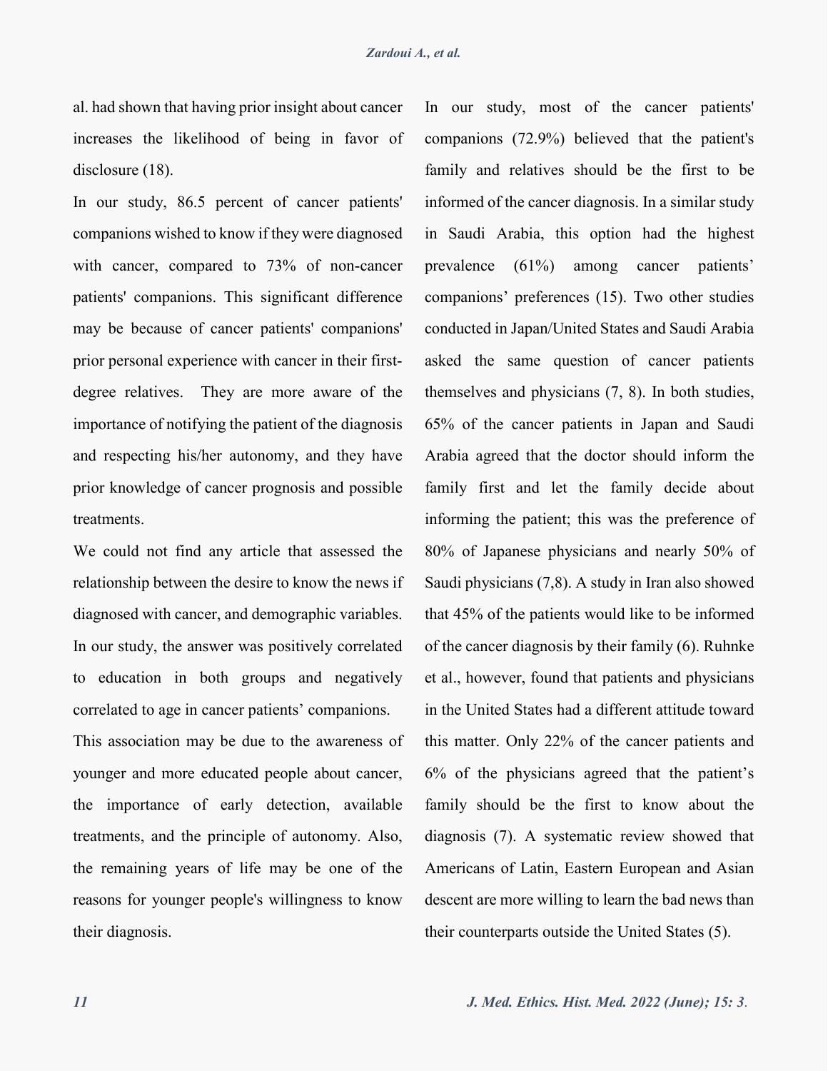al. had shown that having prior insight about cancer increases the likelihood of being in favor of disclosure (18).

In our study, 86.5 percent of cancer patients' companions wished to know if they were diagnosed with cancer, compared to 73% of non-cancer patients' companions. This significant difference may be because of cancer patients' companions' prior personal experience with cancer in their first-degree relatives. They are more aware of the importance of notifying the patient of the diagnosis and respecting his/her autonomy, and they have prior knowledge of cancer prognosis and possible treatments.

We could not find any article that assessed the relationship between the desire to know the news if diagnosed with cancer, and demographic variables. In our study, the answer was positively correlated to education in both groups and negatively correlated to age in cancer patients' companions.

This association may be due to the awareness of younger and more educated people about cancer, the importance of early detection, available treatments, and the principle of autonomy. Also, the remaining years of life may be one of the reasons for younger people's willingness to know their diagnosis.

In our study, most of the cancer patients' companions (72.9%) believed that the patient's family and relatives should be the first to be informed of the cancer diagnosis. In a similar study in Saudi Arabia, this option had the highest prevalence (61%) among cancer patients' companions' preferences (15). Two other studies conducted in Japan/United States and Saudi Arabia asked the same question of cancer patients themselves and physicians (7, 8). In both studies, 65% of the cancer patients in Japan and Saudi Arabia agreed that the doctor should inform the family first and let the family decide about informing the patient; this was the preference of 80% of Japanese physicians and nearly 50% of Saudi physicians (7,8). A study in Iran also showed that 45% of the patients would like to be informed of the cancer diagnosis by their family (6). Ruhnke et al., however, found that patients and physicians in the United States had a different attitude toward this matter. Only 22% of the cancer patients and 6% of the physicians agreed that the patient's family should be the first to know about the diagnosis (7). A systematic review showed that Americans of Latin, Eastern European and Asian descent are more willing to learn the bad news than their counterparts outside the United States (5).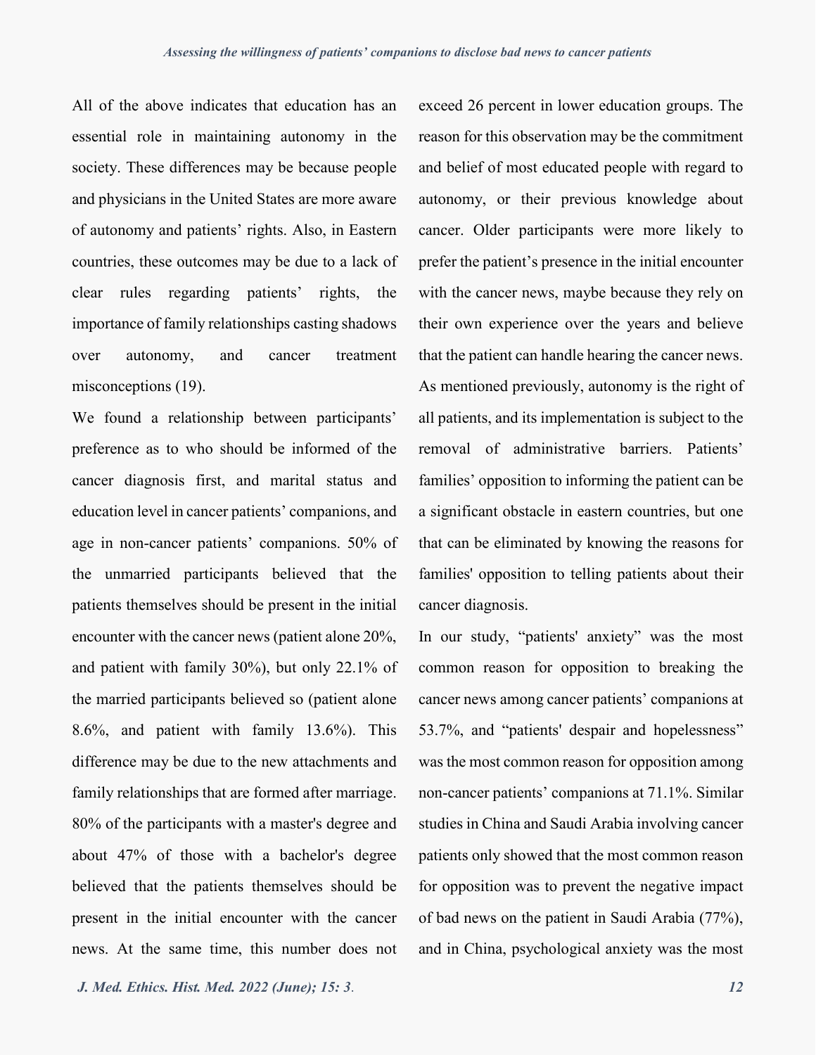All of the above indicates that education has an essential role in maintaining autonomy in the society. These differences may be because people and physicians in the United States are more aware of autonomy and patients' rights. Also, in Eastern countries, these outcomes may be due to a lack of clear rules regarding patients' rights, the importance of family relationships casting shadows over autonomy, and cancer treatment misconceptions (19).

We found a relationship between participants' preference as to who should be informed of the cancer diagnosis first, and marital status and education level in cancer patients' companions, and age in non-cancer patients' companions. 50% of the unmarried participants believed that the patients themselves should be present in the initial encounter with the cancer news (patient alone 20%, and patient with family 30%), but only 22.1% of the married participants believed so (patient alone 8.6%, and patient with family 13.6%). This difference may be due to the new attachments and family relationships that are formed after marriage. 80% of the participants with a master's degree and about 47% of those with a bachelor's degree believed that the patients themselves should be present in the initial encounter with the cancer news. At the same time, this number does not exceed 26 percent in lower education groups. The reason for this observation may be the commitment and belief of most educated people with regard to autonomy, or their previous knowledge about cancer. Older participants were more likely to prefer the patient's presence in the initial encounter with the cancer news, maybe because they rely on their own experience over the years and believe that the patient can handle hearing the cancer news. As mentioned previously, autonomy is the right of all patients, and its implementation is subject to the removal of administrative barriers. Patients' families' opposition to informing the patient can be a significant obstacle in eastern countries, but one that can be eliminated by knowing the reasons for families' opposition to telling patients about their cancer diagnosis.

In our study, "patients' anxiety" was the most common reason for opposition to breaking the cancer news among cancer patients' companions at 53.7%, and "patients' despair and hopelessness" was the most common reason for opposition among non-cancer patients' companions at 71.1%. Similar studies in China and Saudi Arabia involving cancer patients only showed that the most common reason for opposition was to prevent the negative impact of bad news on the patient in Saudi Arabia (77%), and in China, psychological anxiety was the most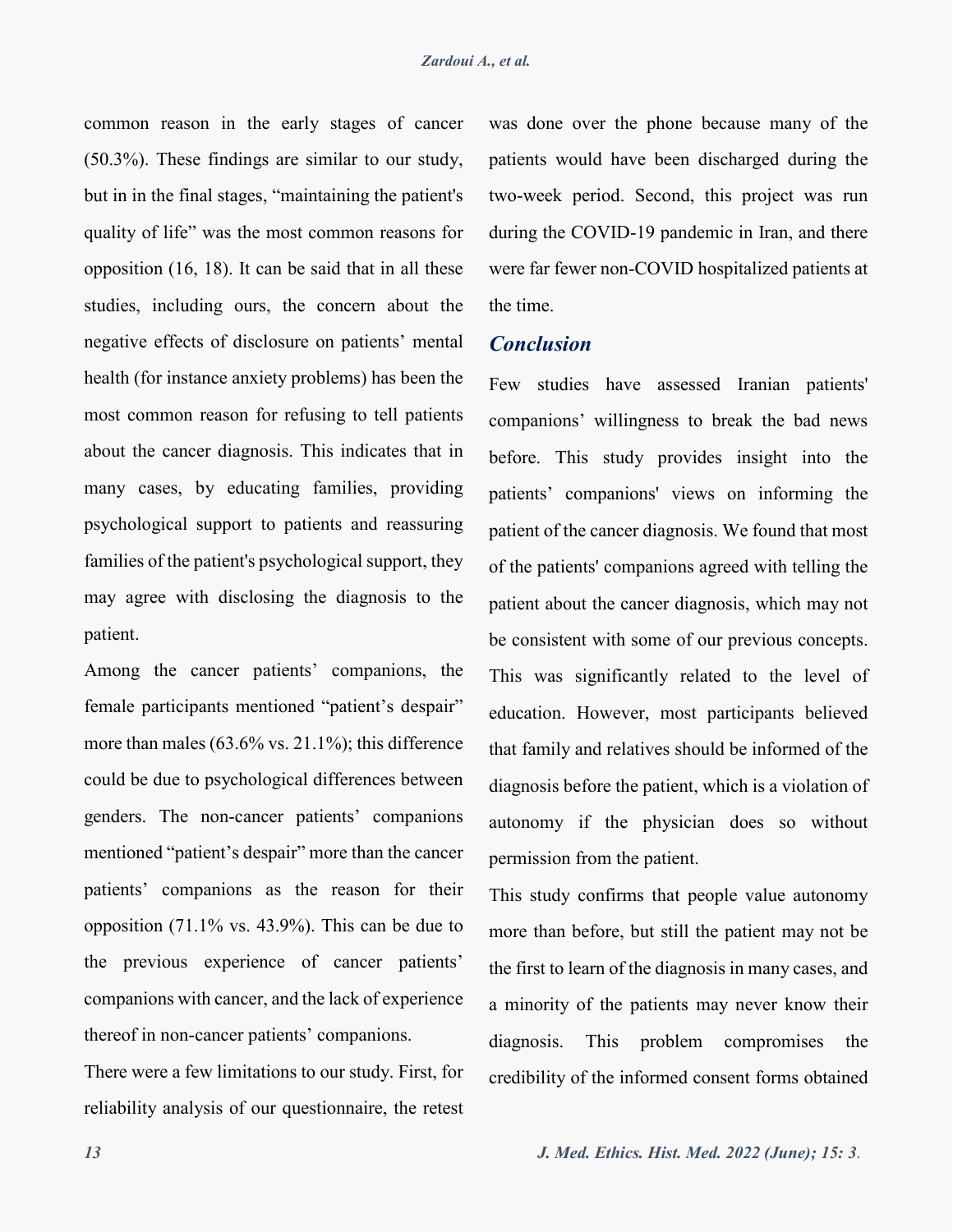common reason in the early stages of cancer (50.3%). These findings are similar to our study, but in in the final stages, “maintaining the patient's quality of life” was the most common reasons for opposition (16, 18). It can be said that in all these studies, including ours, the concern about the negative effects of disclosure on patients’ mental health (for instance anxiety problems) has been the most common reason for refusing to tell patients about the cancer diagnosis. This indicates that in many cases, by educating families, providing psychological support to patients and reassuring families of the patient's psychological support, they may agree with disclosing the diagnosis to the patient.

Among the cancer patients’ companions, the female participants mentioned “patient’s despair” more than males (63.6% vs. 21.1%); this difference could be due to psychological differences between genders. The non-cancer patients’ companions mentioned “patient’s despair” more than the cancer patients’ companions as the reason for their opposition (71.1% vs. 43.9%). This can be due to the previous experience of cancer patients’ companions with cancer, and the lack of experience thereof in non-cancer patients’ companions.

There were a few limitations to our study. First, for reliability analysis of our questionnaire, the retest was done over the phone because many of the patients would have been discharged during the two-week period. Second, this project was run during the COVID-19 pandemic in Iran, and there were far fewer non-COVID hospitalized patients at the time.

## Conclusion

Few studies have assessed Iranian patients' companions’ willingness to break the bad news before. This study provides insight into the patients’ companions' views on informing the patient of the cancer diagnosis. We found that most of the patients' companions agreed with telling the patient about the cancer diagnosis, which may not be consistent with some of our previous concepts. This was significantly related to the level of education. However, most participants believed that family and relatives should be informed of the diagnosis before the patient, which is a violation of autonomy if the physician does so without permission from the patient.

This study confirms that people value autonomy more than before, but still the patient may not be the first to learn of the diagnosis in many cases, and a minority of the patients may never know their diagnosis. This problem compromises the credibility of the informed consent forms obtained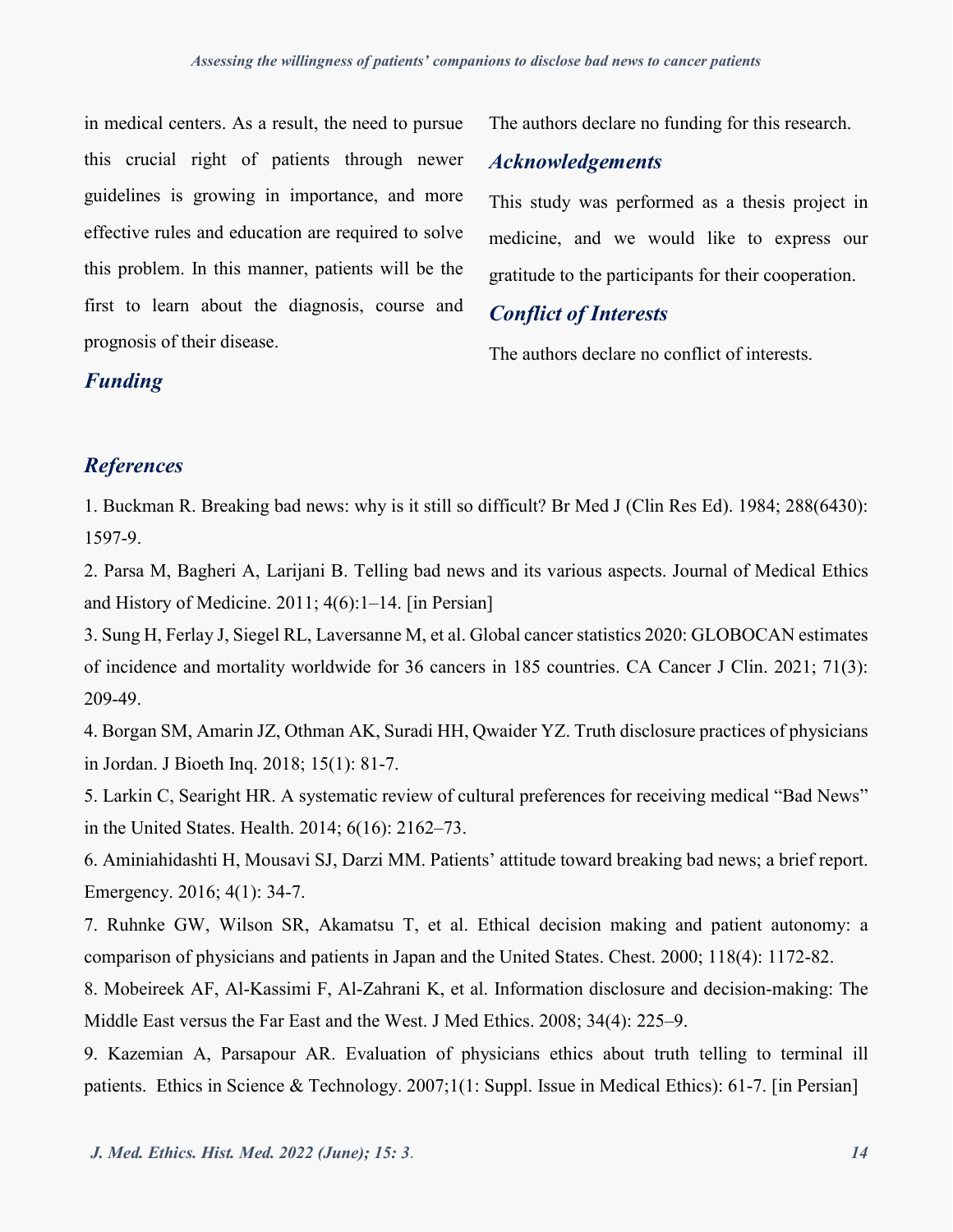in medical centers. As a result, the need to pursue this crucial right of patients through newer guidelines is growing in importance, and more effective rules and education are required to solve this problem. In this manner, patients will be the first to learn about the diagnosis, course and prognosis of their disease.

## *Funding*

The authors declare no funding for this research.

## *Acknowledgements*

This study was performed as a thesis project in medicine, and we would like to express our gratitude to the participants for their cooperation.

## *Conflict of Interests*

The authors declare no conflict of interests.

## *References*

1. Buckman R. Breaking bad news: why is it still so difficult? Br Med J (Clin Res Ed). 1984; 288(6430): 1597-9.
2. Parsa M, Bagheri A, Larijani B. Telling bad news and its various aspects. Journal of Medical Ethics and History of Medicine. 2011; 4(6):1–14. [in Persian]
3. Sung H, Ferlay J, Siegel RL, Laversanne M, et al. Global cancer statistics 2020: GLOBOCAN estimates of incidence and mortality worldwide for 36 cancers in 185 countries. CA Cancer J Clin. 2021; 71(3): 209-49.
4. Borgan SM, Amarin JZ, Othman AK, Suradi HH, Qwaider YZ. Truth disclosure practices of physicians in Jordan. J Bioeth Inq. 2018; 15(1): 81-7.
5. Larkin C, Searight HR. A systematic review of cultural preferences for receiving medical "Bad News" in the United States. Health. 2014; 6(16): 2162–73.
6. Aminiahidashti H, Mousavi SJ, Darzi MM. Patients' attitude toward breaking bad news; a brief report. Emergency. 2016; 4(1): 34-7.
7. Ruhnke GW, Wilson SR, Akamatsu T, et al. Ethical decision making and patient autonomy: a comparison of physicians and patients in Japan and the United States. Chest. 2000; 118(4): 1172-82.
8. Mobeireek AF, Al-Kassimi F, Al-Zahrani K, et al. Information disclosure and decision-making: The Middle East versus the Far East and the West. J Med Ethics. 2008; 34(4): 225–9.
9. Kazemian A, Parsapour AR. Evaluation of physicians ethics about truth telling to terminal ill patients. Ethics in Science & Technology. 2007;1(1: Suppl. Issue in Medical Ethics): 61-7. [in Persian]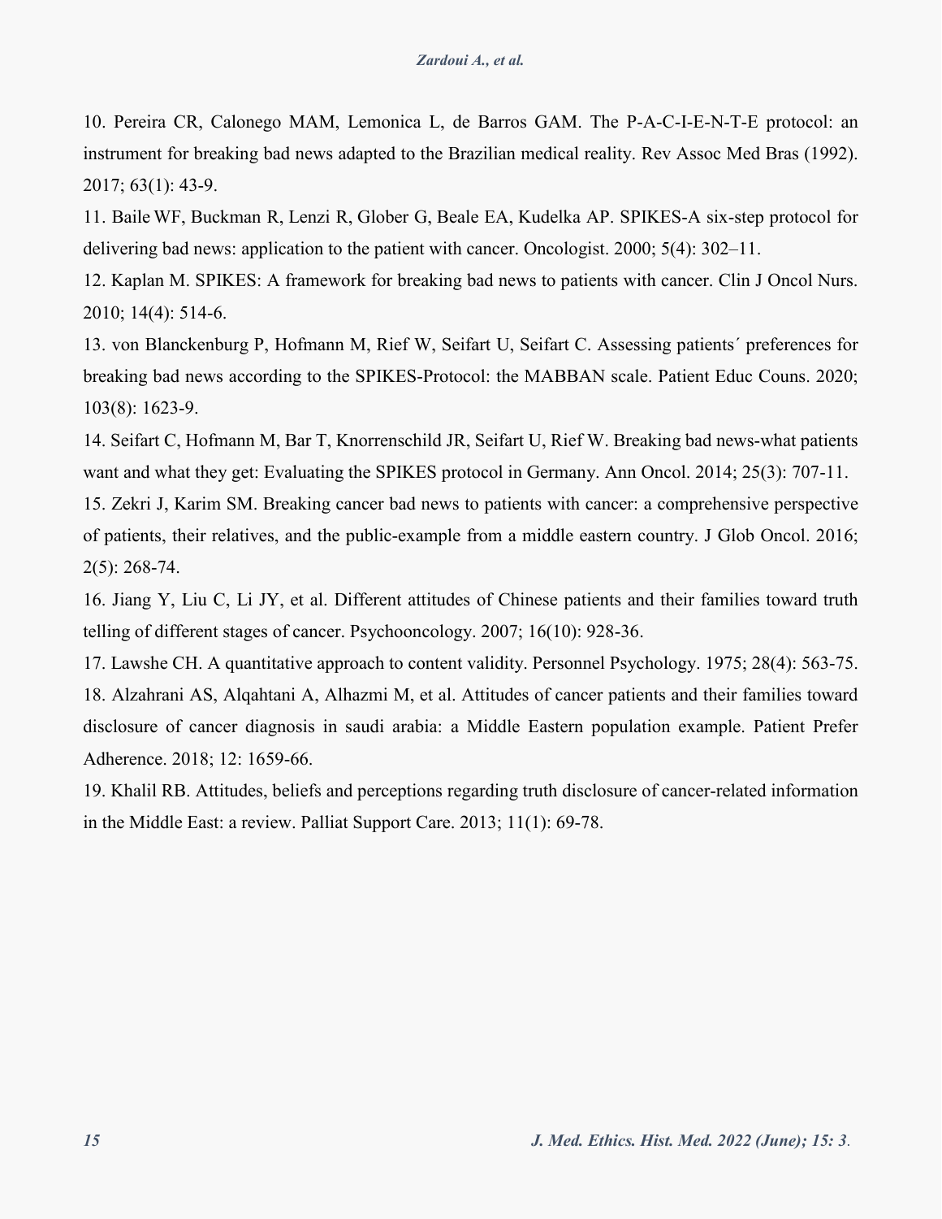10. Pereira CR, Calonego MAM, Lemonica L, de Barros GAM. The P-A-C-I-E-N-T-E protocol: an instrument for breaking bad news adapted to the Brazilian medical reality. Rev Assoc Med Bras (1992). 2017; 63(1): 43-9.

11. Baile WF, Buckman R, Lenzi R, Glober G, Beale EA, Kudelka AP. SPIKES-A six-step protocol for delivering bad news: application to the patient with cancer. Oncologist. 2000; 5(4): 302–11.

12. Kaplan M. SPIKES: A framework for breaking bad news to patients with cancer. Clin J Oncol Nurs. 2010; 14(4): 514-6.

13. von Blanckenburg P, Hofmann M, Rief W, Seifart U, Seifart C. Assessing patients´ preferences for breaking bad news according to the SPIKES-Protocol: the MABBAN scale. Patient Educ Couns. 2020; 103(8): 1623-9.

14. Seifart C, Hofmann M, Bar T, Knorrenschild JR, Seifart U, Rief W. Breaking bad news-what patients want and what they get: Evaluating the SPIKES protocol in Germany. Ann Oncol. 2014; 25(3): 707-11.

15. Zekri J, Karim SM. Breaking cancer bad news to patients with cancer: a comprehensive perspective of patients, their relatives, and the public-example from a middle eastern country. J Glob Oncol. 2016; 2(5): 268-74.

16. Jiang Y, Liu C, Li JY, et al. Different attitudes of Chinese patients and their families toward truth telling of different stages of cancer. Psychooncology. 2007; 16(10): 928-36.

17. Lawshe CH. A quantitative approach to content validity. Personnel Psychology. 1975; 28(4): 563-75.

18. Alzahrani AS, Alqahtani A, Alhazmi M, et al. Attitudes of cancer patients and their families toward disclosure of cancer diagnosis in saudi arabia: a Middle Eastern population example. Patient Prefer Adherence. 2018; 12: 1659-66.

19. Khalil RB. Attitudes, beliefs and perceptions regarding truth disclosure of cancer-related information in the Middle East: a review. Palliat Support Care. 2013; 11(1): 69-78.